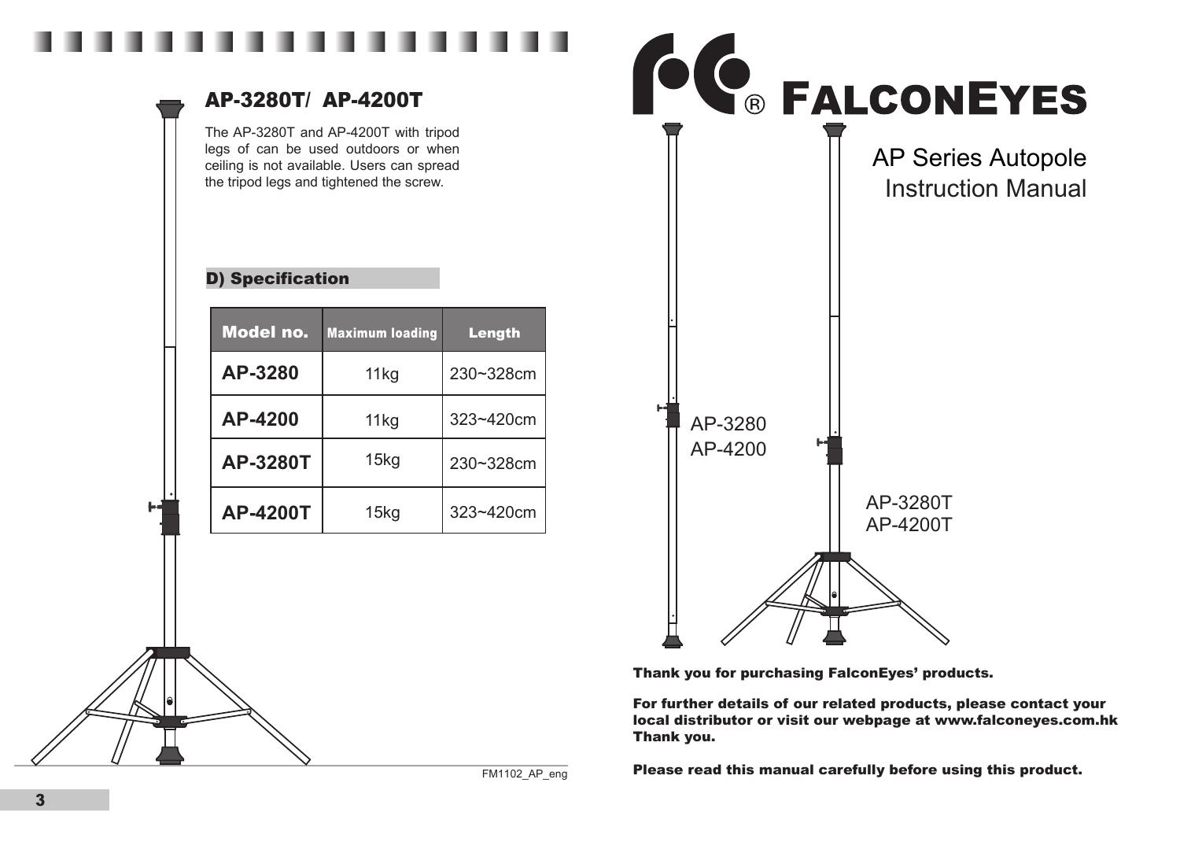## AP-3280T/ AP-4200T

The AP-3280T and AP-4200T with tripod legs of can be used outdoors or when ceiling is not available. Users can spread the tripod legs and tightened the screw.

### D) Specification

| Model no. | Maximum loading | Length |
|---|---|---|
| **AP-3280** | 11kg | 230~328cm |
| **AP-4200** | 11kg | 323~420cm |
| **AP-3280T** | 15kg | 230~328cm |
| **AP-4200T** | 15kg | 323~420cm |

FM1102_AP_eng

# FALCONEYES

## AP Series Autopole Instruction Manual

AP-3280
AP-4200

AP-3280T
AP-4200T

**Thank you for purchasing FalconEyes' products.**

**For further details of our related products, please contact your local distributor or visit our webpage at www.falconeyes.com.hk Thank you.**

**Please read this manual carefully before using this product.**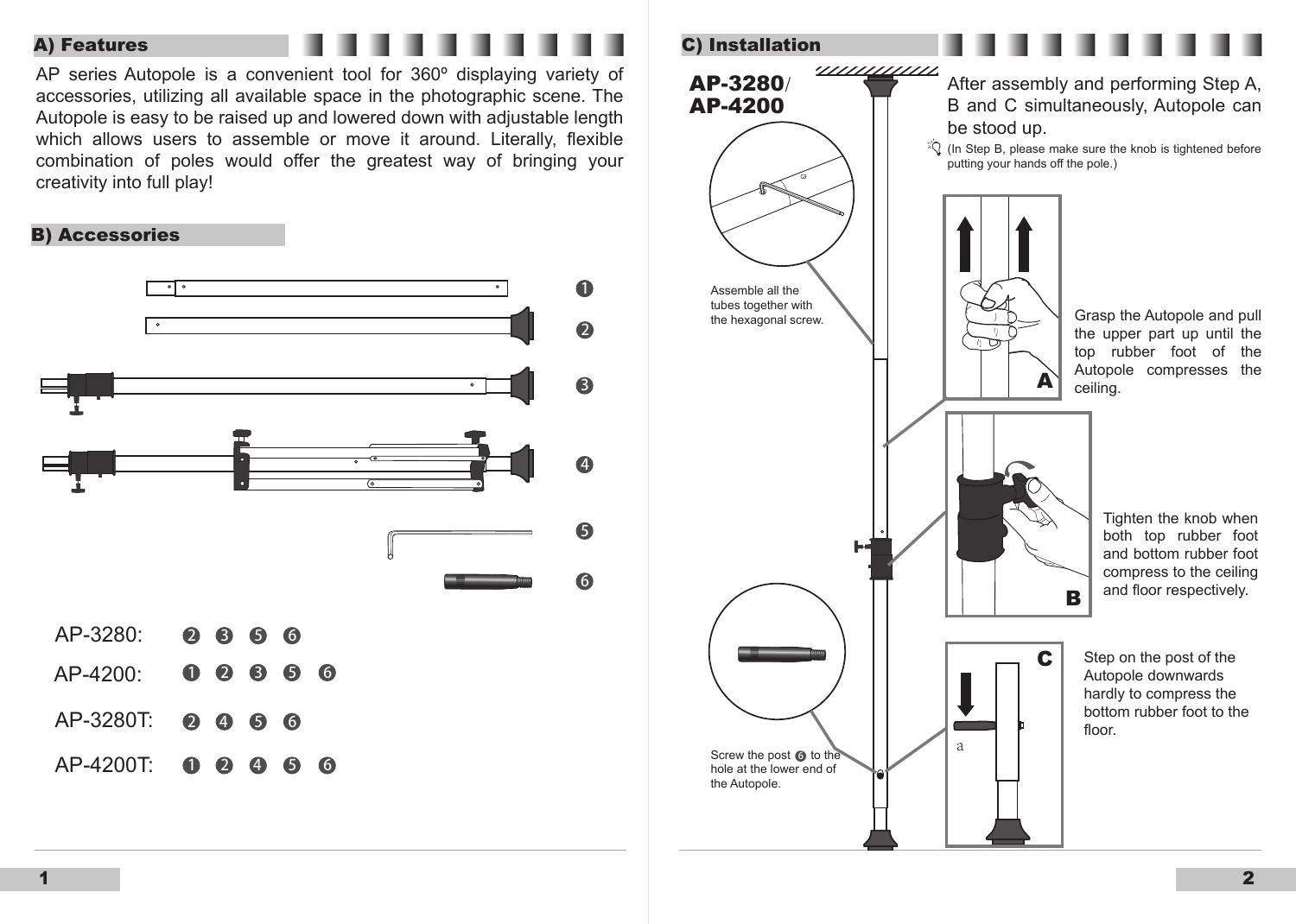## A) Features

AP series Autopole is a convenient tool for 360º displaying variety of accessories, utilizing all available space in the photographic scene. The Autopole is easy to be raised up and lowered down with adjustable length which allows users to assemble or move it around. Literally, flexible combination of poles would offer the greatest way of bringing your creativity into full play!

## B) Accessories

❶

❷

❸

❹

❺

❻

AP-3280: ❷ ❸ ❺ ❻

AP-4200: ❶ ❷ ❸ ❺ ❻

AP-3280T: ❷ ❹ ❺ ❻

AP-4200T: ❶ ❷ ❹ ❺ ❻

## C) Installation

**AP-3280/ AP-4200**

After assembly and performing Step A, B and C simultaneously, Autopole can be stood up.

(In Step B, please make sure the knob is tightened before putting your hands off the pole.)

Assemble all the tubes together with the hexagonal screw.

**A** Grasp the Autopole and pull the upper part up until the top rubber foot of the Autopole compresses the ceiling.

**B** Tighten the knob when both top rubber foot and bottom rubber foot compress to the ceiling and floor respectively.

**C** Step on the post of the Autopole downwards hardly to compress the bottom rubber foot to the floor.

a

Screw the post ❻ to the hole at the lower end of the Autopole.